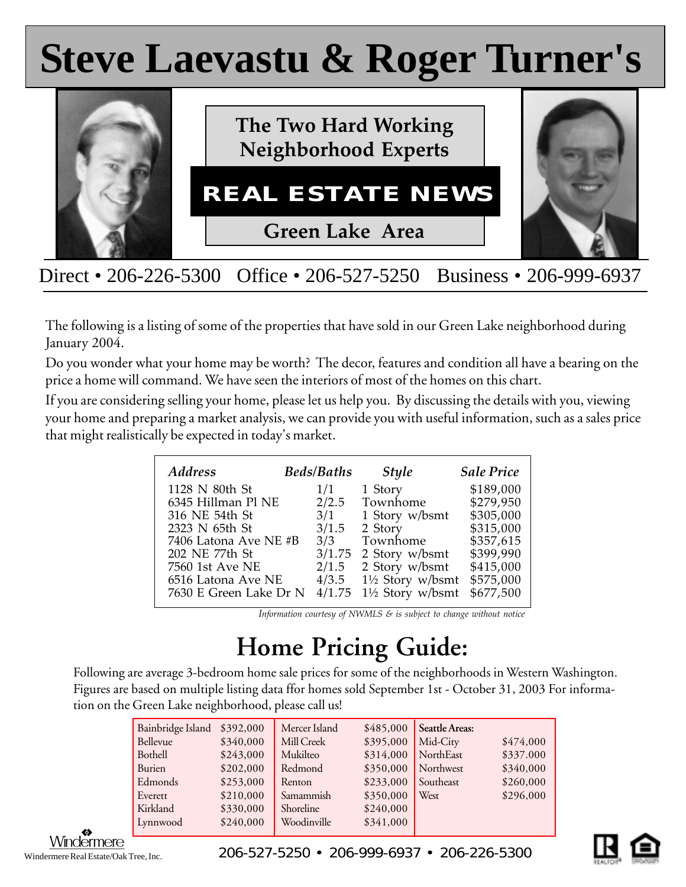# Steve Laevastu & Roger Turner's

**The Two Hard Working Neighborhood Experts**

## REAL ESTATE NEWS

**Green Lake Area**

Direct • 206-226-5300 Office • 206-527-5250 Business • 206-999-6937

The following is a listing of some of the properties that have sold in our Green Lake neighborhood during January 2004.

Do you wonder what your home may be worth? The decor, features and condition all have a bearing on the price a home will command. We have seen the interiors of most of the homes on this chart.

If you are considering selling your home, please let us help you. By discussing the details with you, viewing your home and preparing a market analysis, we can provide you with useful information, such as a sales price that might realistically be expected in today's market.

| *Address* | *Beds/Baths* | *Style* | *Sale Price* |
|---|---|---|---|
| 1128 N 80th St | 1/1 | 1 Story | $189,000 |
| 6345 Hillman Pl NE | 2/2.5 | Townhome | $279,950 |
| 316 NE 54th St | 3/1 | 1 Story w/bsmt | $305,000 |
| 2323 N 65th St | 3/1.5 | 2 Story | $315,000 |
| 7406 Latona Ave NE #B | 3/3 | Townhome | $357,615 |
| 202 NE 77th St | 3/1.75 | 2 Story w/bsmt | $399,990 |
| 7560 1st Ave NE | 2/1.5 | 2 Story w/bsmt | $415,000 |
| 6516 Latona Ave NE | 4/3.5 | 1½ Story w/bsmt | $575,000 |
| 7630 E Green Lake Dr N | 4/1.75 | 1½ Story w/bsmt | $677,500 |

*Information courtesy of NWMLS & is subject to change without notice*

# Home Pricing Guide:

Following are average 3-bedroom home sale prices for some of the neighborhoods in Western Washington. Figures are based on multiple listing data ffor homes sold September 1st - October 31, 2003 For information on the Green Lake neighborhood, please call us!

| | | | | **Seattle Areas:** | |
|---|---|---|---|---|---|
| Bainbridge Island | $392,000 | Mercer Island | $485,000 | | |
| Bellevue | $340,000 | Mill Creek | $395,000 | Mid-City | $474,000 |
| Bothell | $243,000 | Mukilteo | $314,000 | NorthEast | $337.000 |
| Burien | $202,000 | Redmond | $350,000 | Northwest | $340,000 |
| Edmonds | $253,000 | Renton | $233,000 | Southeast | $260,000 |
| Everett | $210,000 | Samammish | $350,000 | West | $296,000 |
| Kirkland | $330,000 | Shoreline | $240,000 | | |
| Lynnwood | $240,000 | Woodinville | $341,000 | | |

Windermere

Windermere Real Estate/Oak Tree, Inc.

206-527-5250 • 206-999-6937 • 206-226-5300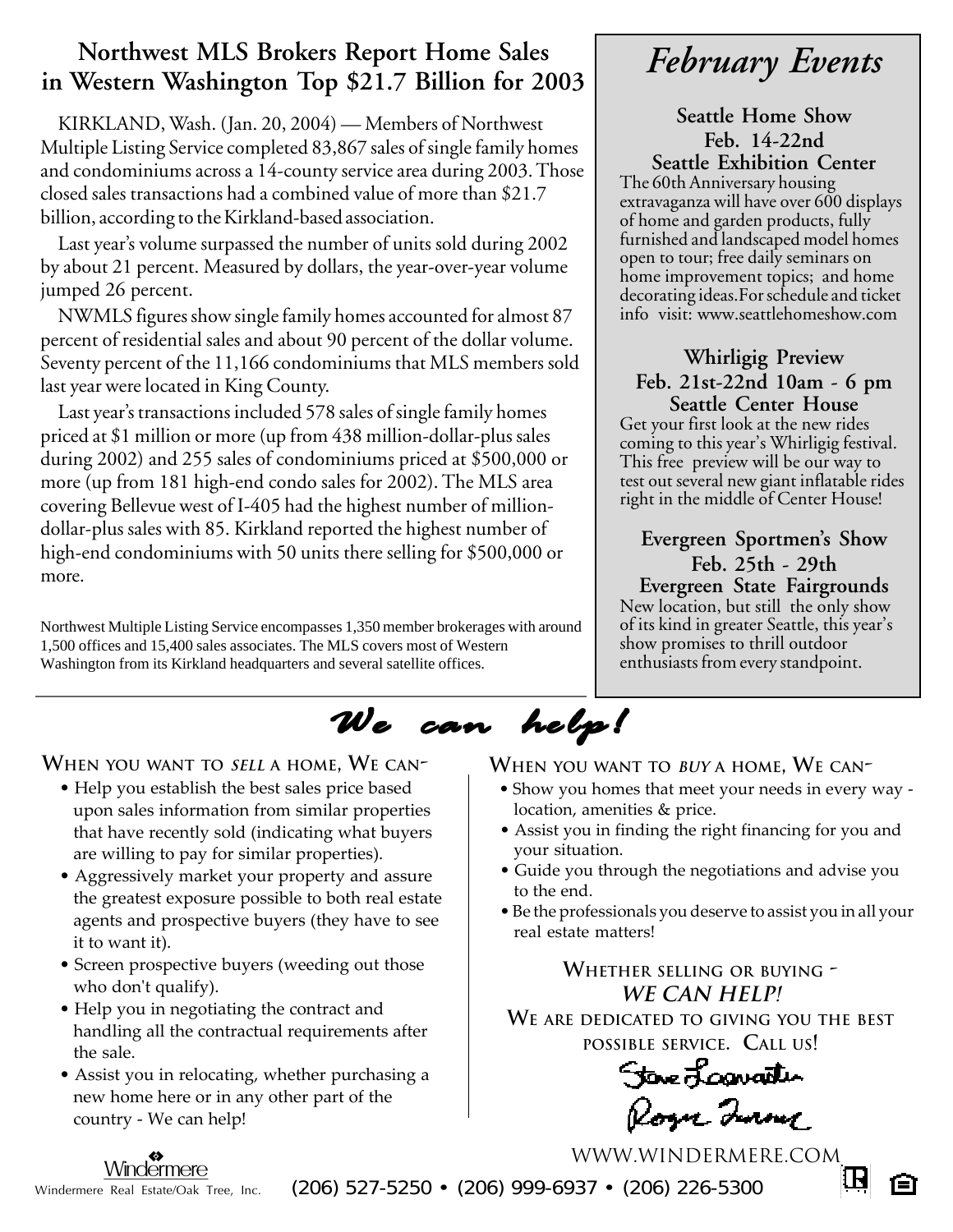## Northwest MLS Brokers Report Home Sales in Western Washington Top $21.7 Billion for 2003

KIRKLAND, Wash. (Jan. 20, 2004) — Members of Northwest Multiple Listing Service completed 83,867 sales of single family homes and condominiums across a 14-county service area during 2003. Those closed sales transactions had a combined value of more than $21.7 billion, according to the Kirkland-based association.

Last year's volume surpassed the number of units sold during 2002 by about 21 percent. Measured by dollars, the year-over-year volume jumped 26 percent.

NWMLS figures show single family homes accounted for almost 87 percent of residential sales and about 90 percent of the dollar volume. Seventy percent of the 11,166 condominiums that MLS members sold last year were located in King County.

Last year's transactions included 578 sales of single family homes priced at $1 million or more (up from 438 million-dollar-plus sales during 2002) and 255 sales of condominiums priced at $500,000 or more (up from 181 high-end condo sales for 2002). The MLS area covering Bellevue west of I-405 had the highest number of million-dollar-plus sales with 85. Kirkland reported the highest number of high-end condominiums with 50 units there selling for $500,000 or more.

Northwest Multiple Listing Service encompasses 1,350 member brokerages with around 1,500 offices and 15,400 sales associates. The MLS covers most of Western Washington from its Kirkland headquarters and several satellite offices.

## *February Events*

**Seattle Home Show**
**Feb. 14-22nd**
**Seattle Exhibition Center**

The 60th Anniversary housing extravaganza will have over 600 displays of home and garden products, fully furnished and landscaped model homes open to tour; free daily seminars on home improvement topics; and home decorating ideas. For schedule and ticket info visit: www.seattlehomeshow.com

**Whirligig Preview**
**Feb. 21st-22nd 10am - 6 pm**
**Seattle Center House**

Get your first look at the new rides coming to this year's Whirligig festival. This free preview will be our way to test out several new giant inflatable rides right in the middle of Center House!

**Evergreen Sportmen's Show**
**Feb. 25th - 29th**
**Evergreen State Fairgrounds**

New location, but still the only show of its kind in greater Seattle, this year's show promises to thrill outdoor enthusiasts from every standpoint.

## *We can help!*

**WHEN YOU WANT TO *SELL* A HOME, WE CAN-**

- Help you establish the best sales price based upon sales information from similar properties that have recently sold (indicating what buyers are willing to pay for similar properties).
- Aggressively market your property and assure the greatest exposure possible to both real estate agents and prospective buyers (they have to see it to want it).
- Screen prospective buyers (weeding out those who don't qualify).
- Help you in negotiating the contract and handling all the contractual requirements after the sale.
- Assist you in relocating, whether purchasing a new home here or in any other part of the country - We can help!

**WHEN YOU WANT TO *BUY* A HOME, WE CAN-**

- Show you homes that meet your needs in every way - location, amenities & price.
- Assist you in finding the right financing for you and your situation.
- Guide you through the negotiations and advise you to the end.
- Be the professionals you deserve to assist you in all your real estate matters!

**WHETHER SELLING OR BUYING -**
***WE CAN HELP!***
**WE ARE DEDICATED TO GIVING YOU THE BEST POSSIBLE SERVICE. CALL US!**

Steve Laconaitis
Roger Turner

WWW.WINDERMERE.COM

Windermere

Windermere Real Estate/Oak Tree, Inc.

(206) 527-5250 • (206) 999-6937 • (206) 226-5300